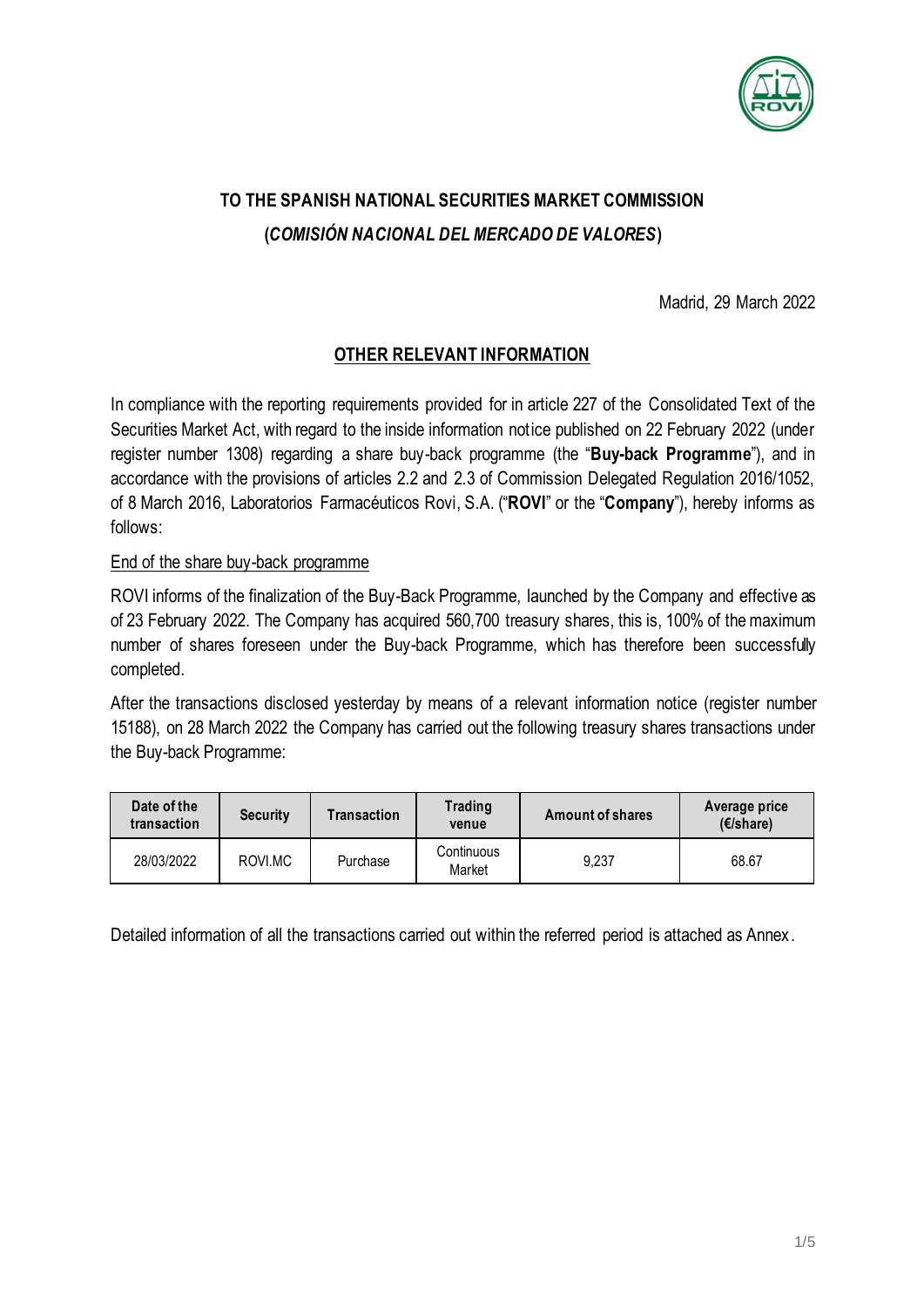# TO THE SPANISH NATIONAL SECURITIES MARKET COMMISSION
# (*COMISIÓN NACIONAL DEL MERCADO DE VALORES*)

Madrid, 29 March 2022

## OTHER RELEVANT INFORMATION

In compliance with the reporting requirements provided for in article 227 of the Consolidated Text of the Securities Market Act, with regard to the inside information notice published on 22 February 2022 (under register number 1308) regarding a share buy-back programme (the "**Buy-back Programme**"), and in accordance with the provisions of articles 2.2 and 2.3 of Commission Delegated Regulation 2016/1052, of 8 March 2016, Laboratorios Farmacéuticos Rovi, S.A. ("**ROVI**" or the "**Company**"), hereby informs as follows:

End of the share buy-back programme

ROVI informs of the finalization of the Buy-Back Programme, launched by the Company and effective as of 23 February 2022. The Company has acquired 560,700 treasury shares, this is, 100% of the maximum number of shares foreseen under the Buy-back Programme, which has therefore been successfully completed.

After the transactions disclosed yesterday by means of a relevant information notice (register number 15188), on 28 March 2022 the Company has carried out the following treasury shares transactions under the Buy-back Programme:

| Date of the transaction | Security | Transaction | Trading venue | Amount of shares | Average price (€/share) |
|---|---|---|---|---|---|
| 28/03/2022 | ROVI.MC | Purchase | Continuous Market | 9,237 | 68.67 |

Detailed information of all the transactions carried out within the referred period is attached as Annex.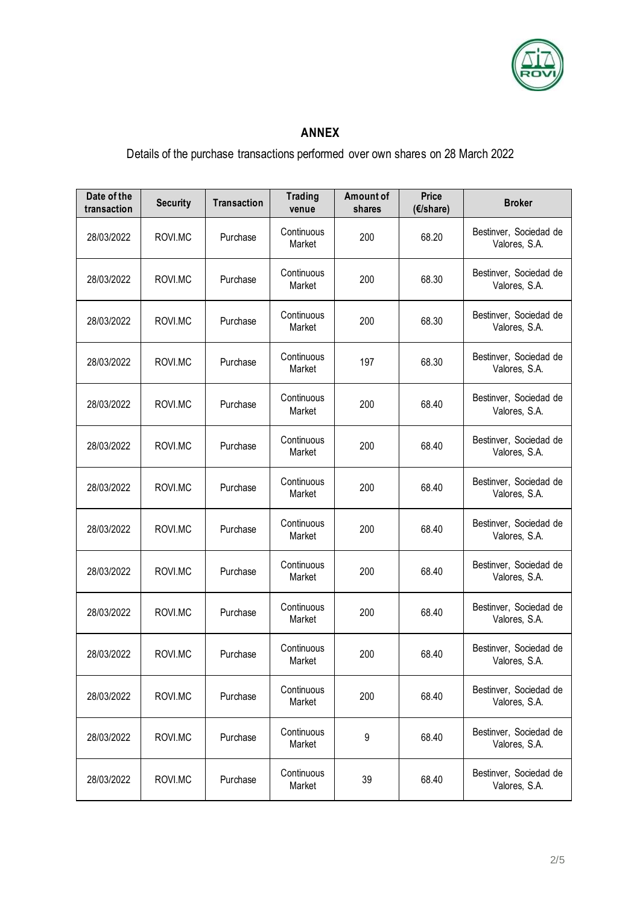## ANNEX

Details of the purchase transactions performed over own shares on 28 March 2022

| Date of the transaction | Security | Transaction | Trading venue | Amount of shares | Price (€/share) | Broker |
|---|---|---|---|---|---|---|
| 28/03/2022 | ROVI.MC | Purchase | Continuous Market | 200 | 68.20 | Bestinver, Sociedad de Valores, S.A. |
| 28/03/2022 | ROVI.MC | Purchase | Continuous Market | 200 | 68.30 | Bestinver, Sociedad de Valores, S.A. |
| 28/03/2022 | ROVI.MC | Purchase | Continuous Market | 200 | 68.30 | Bestinver, Sociedad de Valores, S.A. |
| 28/03/2022 | ROVI.MC | Purchase | Continuous Market | 197 | 68.30 | Bestinver, Sociedad de Valores, S.A. |
| 28/03/2022 | ROVI.MC | Purchase | Continuous Market | 200 | 68.40 | Bestinver, Sociedad de Valores, S.A. |
| 28/03/2022 | ROVI.MC | Purchase | Continuous Market | 200 | 68.40 | Bestinver, Sociedad de Valores, S.A. |
| 28/03/2022 | ROVI.MC | Purchase | Continuous Market | 200 | 68.40 | Bestinver, Sociedad de Valores, S.A. |
| 28/03/2022 | ROVI.MC | Purchase | Continuous Market | 200 | 68.40 | Bestinver, Sociedad de Valores, S.A. |
| 28/03/2022 | ROVI.MC | Purchase | Continuous Market | 200 | 68.40 | Bestinver, Sociedad de Valores, S.A. |
| 28/03/2022 | ROVI.MC | Purchase | Continuous Market | 200 | 68.40 | Bestinver, Sociedad de Valores, S.A. |
| 28/03/2022 | ROVI.MC | Purchase | Continuous Market | 200 | 68.40 | Bestinver, Sociedad de Valores, S.A. |
| 28/03/2022 | ROVI.MC | Purchase | Continuous Market | 200 | 68.40 | Bestinver, Sociedad de Valores, S.A. |
| 28/03/2022 | ROVI.MC | Purchase | Continuous Market | 9 | 68.40 | Bestinver, Sociedad de Valores, S.A. |
| 28/03/2022 | ROVI.MC | Purchase | Continuous Market | 39 | 68.40 | Bestinver, Sociedad de Valores, S.A. |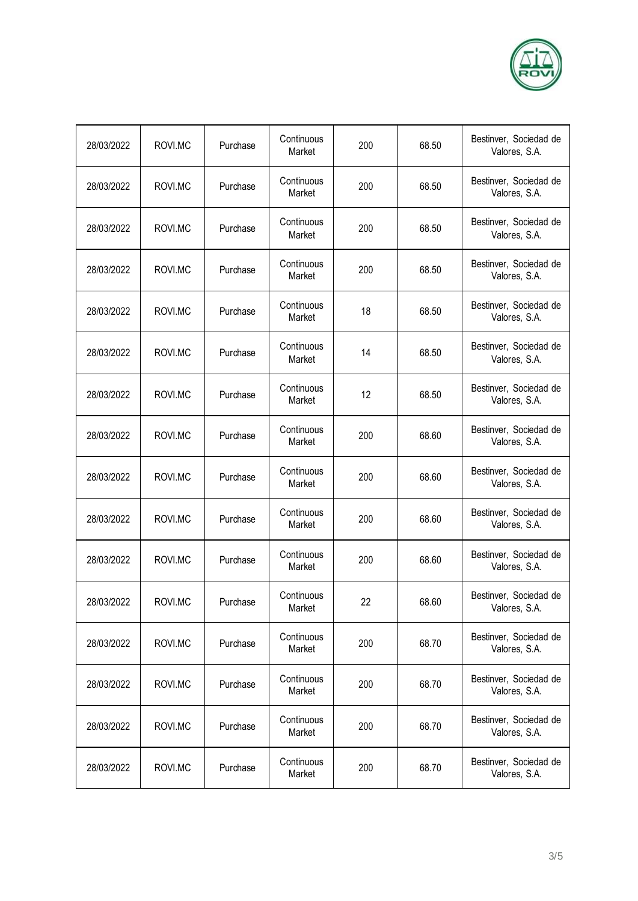| 28/03/2022 | ROVI.MC | Purchase | Continuous Market | 200 | 68.50 | Bestinver, Sociedad de Valores, S.A. |
|---|---|---|---|---|---|---|
| 28/03/2022 | ROVI.MC | Purchase | Continuous Market | 200 | 68.50 | Bestinver, Sociedad de Valores, S.A. |
| 28/03/2022 | ROVI.MC | Purchase | Continuous Market | 200 | 68.50 | Bestinver, Sociedad de Valores, S.A. |
| 28/03/2022 | ROVI.MC | Purchase | Continuous Market | 200 | 68.50 | Bestinver, Sociedad de Valores, S.A. |
| 28/03/2022 | ROVI.MC | Purchase | Continuous Market | 18 | 68.50 | Bestinver, Sociedad de Valores, S.A. |
| 28/03/2022 | ROVI.MC | Purchase | Continuous Market | 14 | 68.50 | Bestinver, Sociedad de Valores, S.A. |
| 28/03/2022 | ROVI.MC | Purchase | Continuous Market | 12 | 68.50 | Bestinver, Sociedad de Valores, S.A. |
| 28/03/2022 | ROVI.MC | Purchase | Continuous Market | 200 | 68.60 | Bestinver, Sociedad de Valores, S.A. |
| 28/03/2022 | ROVI.MC | Purchase | Continuous Market | 200 | 68.60 | Bestinver, Sociedad de Valores, S.A. |
| 28/03/2022 | ROVI.MC | Purchase | Continuous Market | 200 | 68.60 | Bestinver, Sociedad de Valores, S.A. |
| 28/03/2022 | ROVI.MC | Purchase | Continuous Market | 200 | 68.60 | Bestinver, Sociedad de Valores, S.A. |
| 28/03/2022 | ROVI.MC | Purchase | Continuous Market | 22 | 68.60 | Bestinver, Sociedad de Valores, S.A. |
| 28/03/2022 | ROVI.MC | Purchase | Continuous Market | 200 | 68.70 | Bestinver, Sociedad de Valores, S.A. |
| 28/03/2022 | ROVI.MC | Purchase | Continuous Market | 200 | 68.70 | Bestinver, Sociedad de Valores, S.A. |
| 28/03/2022 | ROVI.MC | Purchase | Continuous Market | 200 | 68.70 | Bestinver, Sociedad de Valores, S.A. |
| 28/03/2022 | ROVI.MC | Purchase | Continuous Market | 200 | 68.70 | Bestinver, Sociedad de Valores, S.A. |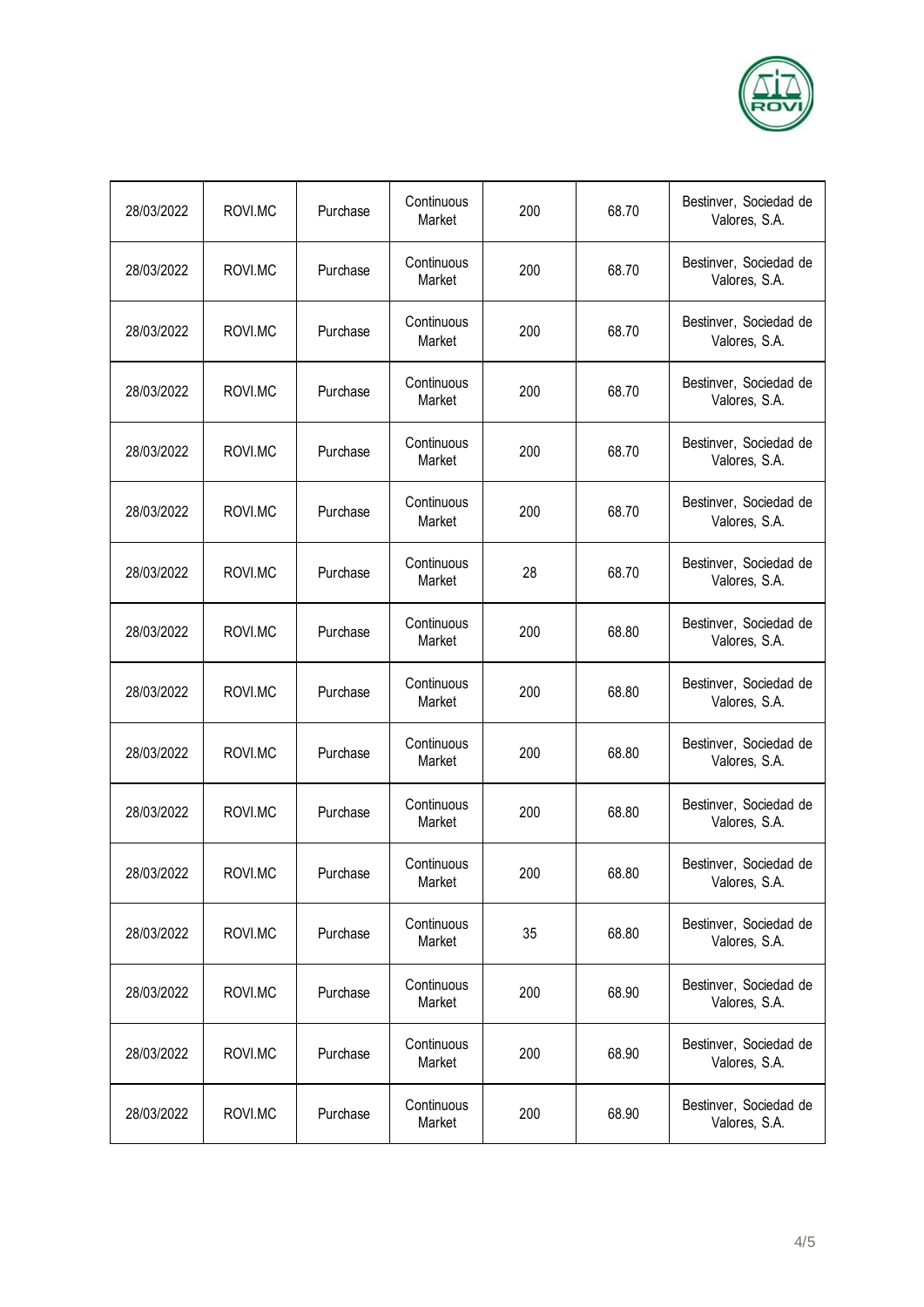| 28/03/2022 | ROVI.MC | Purchase | Continuous Market | 200 | 68.70 | Bestinver, Sociedad de Valores, S.A. |
|---|---|---|---|---|---|---|
| 28/03/2022 | ROVI.MC | Purchase | Continuous Market | 200 | 68.70 | Bestinver, Sociedad de Valores, S.A. |
| 28/03/2022 | ROVI.MC | Purchase | Continuous Market | 200 | 68.70 | Bestinver, Sociedad de Valores, S.A. |
| 28/03/2022 | ROVI.MC | Purchase | Continuous Market | 200 | 68.70 | Bestinver, Sociedad de Valores, S.A. |
| 28/03/2022 | ROVI.MC | Purchase | Continuous Market | 200 | 68.70 | Bestinver, Sociedad de Valores, S.A. |
| 28/03/2022 | ROVI.MC | Purchase | Continuous Market | 200 | 68.70 | Bestinver, Sociedad de Valores, S.A. |
| 28/03/2022 | ROVI.MC | Purchase | Continuous Market | 28 | 68.70 | Bestinver, Sociedad de Valores, S.A. |
| 28/03/2022 | ROVI.MC | Purchase | Continuous Market | 200 | 68.80 | Bestinver, Sociedad de Valores, S.A. |
| 28/03/2022 | ROVI.MC | Purchase | Continuous Market | 200 | 68.80 | Bestinver, Sociedad de Valores, S.A. |
| 28/03/2022 | ROVI.MC | Purchase | Continuous Market | 200 | 68.80 | Bestinver, Sociedad de Valores, S.A. |
| 28/03/2022 | ROVI.MC | Purchase | Continuous Market | 200 | 68.80 | Bestinver, Sociedad de Valores, S.A. |
| 28/03/2022 | ROVI.MC | Purchase | Continuous Market | 200 | 68.80 | Bestinver, Sociedad de Valores, S.A. |
| 28/03/2022 | ROVI.MC | Purchase | Continuous Market | 35 | 68.80 | Bestinver, Sociedad de Valores, S.A. |
| 28/03/2022 | ROVI.MC | Purchase | Continuous Market | 200 | 68.90 | Bestinver, Sociedad de Valores, S.A. |
| 28/03/2022 | ROVI.MC | Purchase | Continuous Market | 200 | 68.90 | Bestinver, Sociedad de Valores, S.A. |
| 28/03/2022 | ROVI.MC | Purchase | Continuous Market | 200 | 68.90 | Bestinver, Sociedad de Valores, S.A. |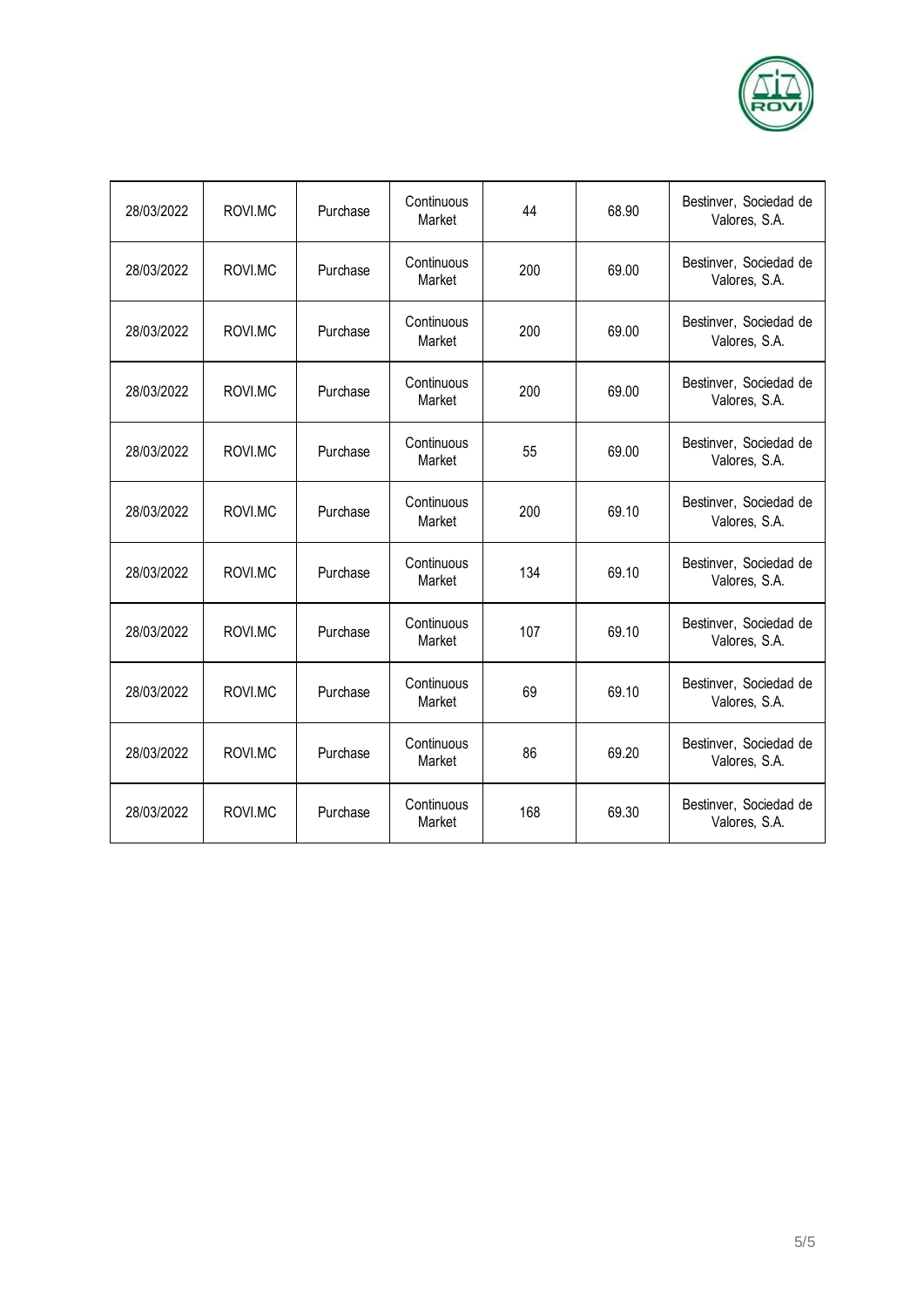| | | | | | | |
|---|---|---|---|---|---|---|
| 28/03/2022 | ROVI.MC | Purchase | Continuous Market | 44 | 68.90 | Bestinver, Sociedad de Valores, S.A. |
| 28/03/2022 | ROVI.MC | Purchase | Continuous Market | 200 | 69.00 | Bestinver, Sociedad de Valores, S.A. |
| 28/03/2022 | ROVI.MC | Purchase | Continuous Market | 200 | 69.00 | Bestinver, Sociedad de Valores, S.A. |
| 28/03/2022 | ROVI.MC | Purchase | Continuous Market | 200 | 69.00 | Bestinver, Sociedad de Valores, S.A. |
| 28/03/2022 | ROVI.MC | Purchase | Continuous Market | 55 | 69.00 | Bestinver, Sociedad de Valores, S.A. |
| 28/03/2022 | ROVI.MC | Purchase | Continuous Market | 200 | 69.10 | Bestinver, Sociedad de Valores, S.A. |
| 28/03/2022 | ROVI.MC | Purchase | Continuous Market | 134 | 69.10 | Bestinver, Sociedad de Valores, S.A. |
| 28/03/2022 | ROVI.MC | Purchase | Continuous Market | 107 | 69.10 | Bestinver, Sociedad de Valores, S.A. |
| 28/03/2022 | ROVI.MC | Purchase | Continuous Market | 69 | 69.10 | Bestinver, Sociedad de Valores, S.A. |
| 28/03/2022 | ROVI.MC | Purchase | Continuous Market | 86 | 69.20 | Bestinver, Sociedad de Valores, S.A. |
| 28/03/2022 | ROVI.MC | Purchase | Continuous Market | 168 | 69.30 | Bestinver, Sociedad de Valores, S.A. |